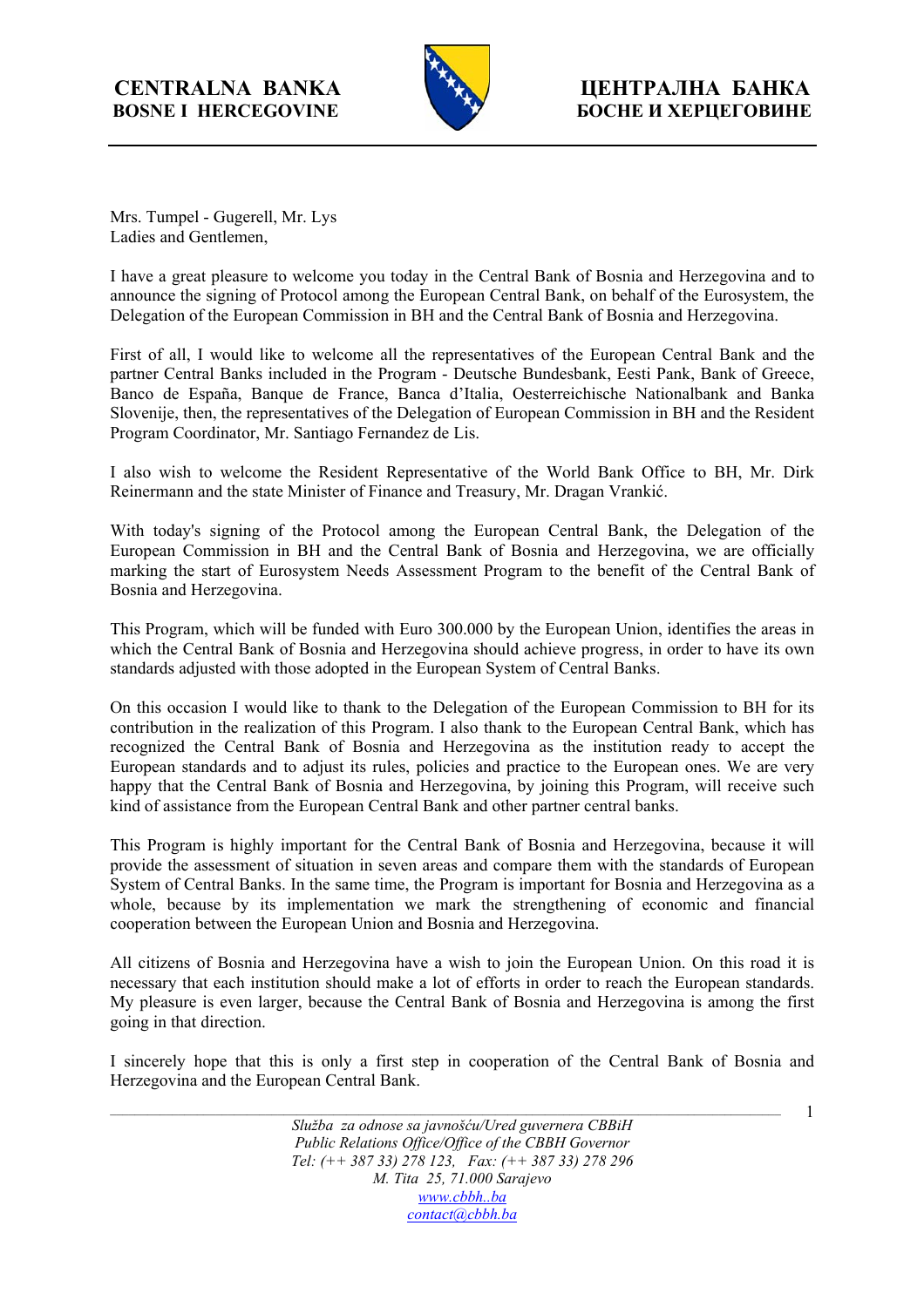**CENTRALNA BANKA**
**BOSNE I HERCEGOVINE**

**ЦЕНТРАЛНА БАНКА**
**БОСНЕ И ХЕРЦЕГОВИНЕ**

Mrs. Tumpel - Gugerell, Mr. Lys
Ladies and Gentlemen,

I have a great pleasure to welcome you today in the Central Bank of Bosnia and Herzegovina and to announce the signing of Protocol among the European Central Bank, on behalf of the Eurosystem, the Delegation of the European Commission in BH and the Central Bank of Bosnia and Herzegovina.

First of all, I would like to welcome all the representatives of the European Central Bank and the partner Central Banks included in the Program - Deutsche Bundesbank, Eesti Pank, Bank of Greece, Banco de España, Banque de France, Banca d'Italia, Oesterreichische Nationalbank and Banka Slovenije, then, the representatives of the Delegation of European Commission in BH and the Resident Program Coordinator, Mr. Santiago Fernandez de Lis.

I also wish to welcome the Resident Representative of the World Bank Office to BH, Mr. Dirk Reinermann and the state Minister of Finance and Treasury, Mr. Dragan Vrankić.

With today's signing of the Protocol among the European Central Bank, the Delegation of the European Commission in BH and the Central Bank of Bosnia and Herzegovina, we are officially marking the start of Eurosystem Needs Assessment Program to the benefit of the Central Bank of Bosnia and Herzegovina.

This Program, which will be funded with Euro 300.000 by the European Union, identifies the areas in which the Central Bank of Bosnia and Herzegovina should achieve progress, in order to have its own standards adjusted with those adopted in the European System of Central Banks.

On this occasion I would like to thank to the Delegation of the European Commission to BH for its contribution in the realization of this Program. I also thank to the European Central Bank, which has recognized the Central Bank of Bosnia and Herzegovina as the institution ready to accept the European standards and to adjust its rules, policies and practice to the European ones. We are very happy that the Central Bank of Bosnia and Herzegovina, by joining this Program, will receive such kind of assistance from the European Central Bank and other partner central banks.

This Program is highly important for the Central Bank of Bosnia and Herzegovina, because it will provide the assessment of situation in seven areas and compare them with the standards of European System of Central Banks. In the same time, the Program is important for Bosnia and Herzegovina as a whole, because by its implementation we mark the strengthening of economic and financial cooperation between the European Union and Bosnia and Herzegovina.

All citizens of Bosnia and Herzegovina have a wish to join the European Union. On this road it is necessary that each institution should make a lot of efforts in order to reach the European standards. My pleasure is even larger, because the Central Bank of Bosnia and Herzegovina is among the first going in that direction.

I sincerely hope that this is only a first step in cooperation of the Central Bank of Bosnia and Herzegovina and the European Central Bank.

*Služba za odnose sa javnošću/Ured guvernera CBBiH*
*Public Relations Office/Office of the CBBH Governor*
*Tel: (++ 387 33) 278 123, Fax: (++ 387 33) 278 296*
*M. Tita 25, 71.000 Sarajevo*
*www.cbbh..ba*
*contact@cbbh.ba*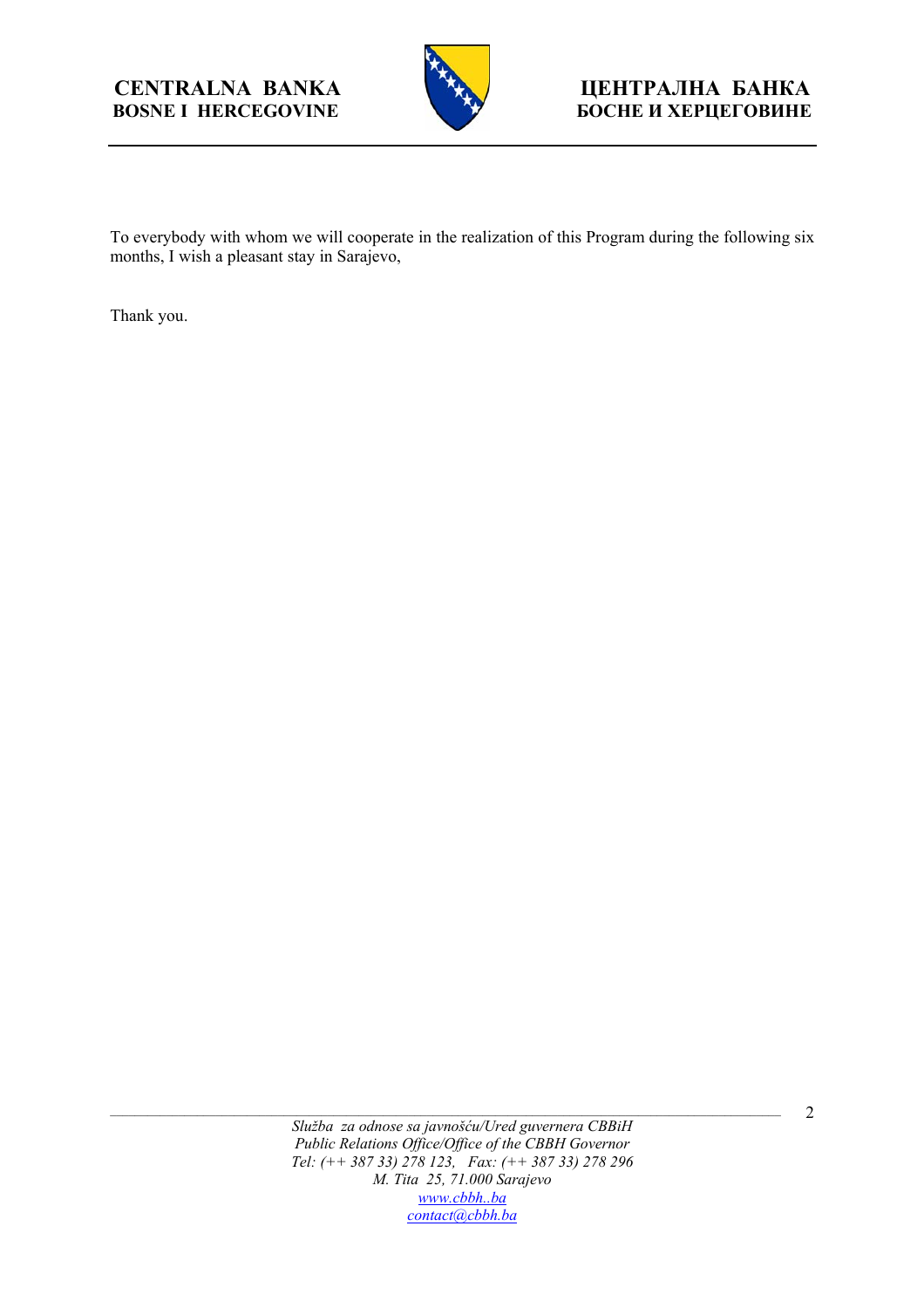To everybody with whom we will cooperate in the realization of this Program during the following six months, I wish a pleasant stay in Sarajevo,

Thank you.